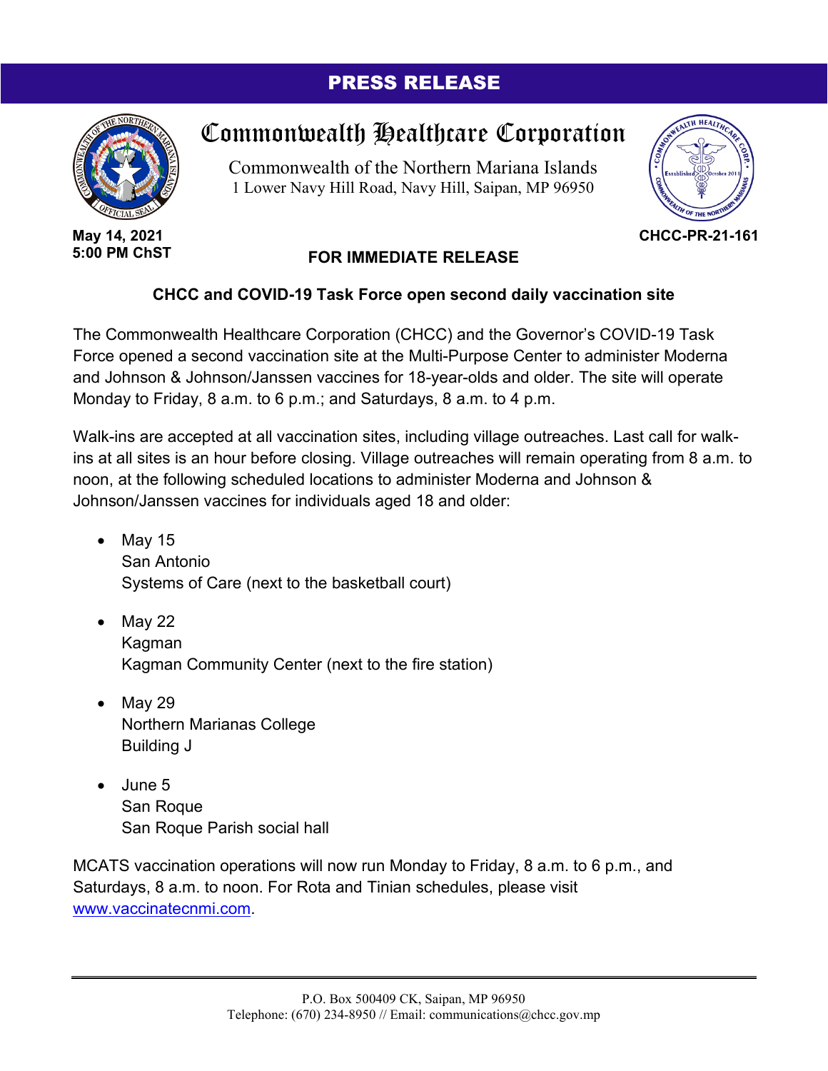**PRESS RELEASE**

# Commonwealth Healthcare Corporation

Commonwealth of the Northern Mariana Islands
1 Lower Navy Hill Road, Navy Hill, Saipan, MP 96950

**May 14, 2021**
**5:00 PM ChST**

**CHCC-PR-21-161**

**FOR IMMEDIATE RELEASE**

## CHCC and COVID-19 Task Force open second daily vaccination site

The Commonwealth Healthcare Corporation (CHCC) and the Governor's COVID-19 Task Force opened a second vaccination site at the Multi-Purpose Center to administer Moderna and Johnson & Johnson/Janssen vaccines for 18-year-olds and older. The site will operate Monday to Friday, 8 a.m. to 6 p.m.; and Saturdays, 8 a.m. to 4 p.m.

Walk-ins are accepted at all vaccination sites, including village outreaches. Last call for walk-ins at all sites is an hour before closing. Village outreaches will remain operating from 8 a.m. to noon, at the following scheduled locations to administer Moderna and Johnson & Johnson/Janssen vaccines for individuals aged 18 and older:

- May 15
  San Antonio
  Systems of Care (next to the basketball court)

- May 22
  Kagman
  Kagman Community Center (next to the fire station)

- May 29
  Northern Marianas College
  Building J

- June 5
  San Roque
  San Roque Parish social hall

MCATS vaccination operations will now run Monday to Friday, 8 a.m. to 6 p.m., and Saturdays, 8 a.m. to noon. For Rota and Tinian schedules, please visit www.vaccinatecnmi.com.

P.O. Box 500409 CK, Saipan, MP 96950
Telephone: (670) 234-8950 // Email: communications@chcc.gov.mp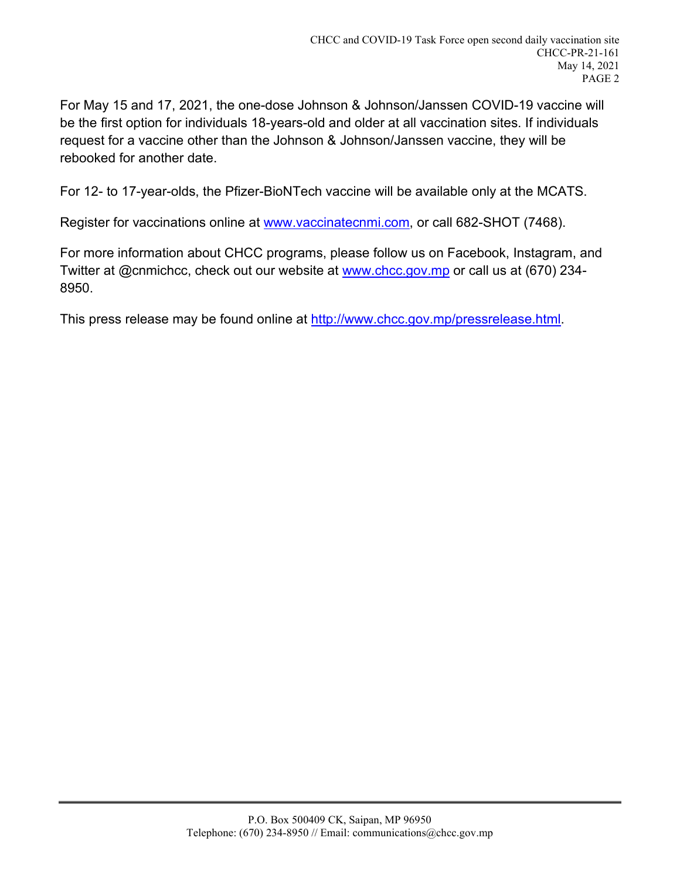For May 15 and 17, 2021, the one-dose Johnson & Johnson/Janssen COVID-19 vaccine will be the first option for individuals 18-years-old and older at all vaccination sites. If individuals request for a vaccine other than the Johnson & Johnson/Janssen vaccine, they will be rebooked for another date.

For 12- to 17-year-olds, the Pfizer-BioNTech vaccine will be available only at the MCATS.

Register for vaccinations online at www.vaccinatecnmi.com, or call 682-SHOT (7468).

For more information about CHCC programs, please follow us on Facebook, Instagram, and Twitter at @cnmichcc, check out our website at www.chcc.gov.mp or call us at (670) 234-8950.

This press release may be found online at http://www.chcc.gov.mp/pressrelease.html.